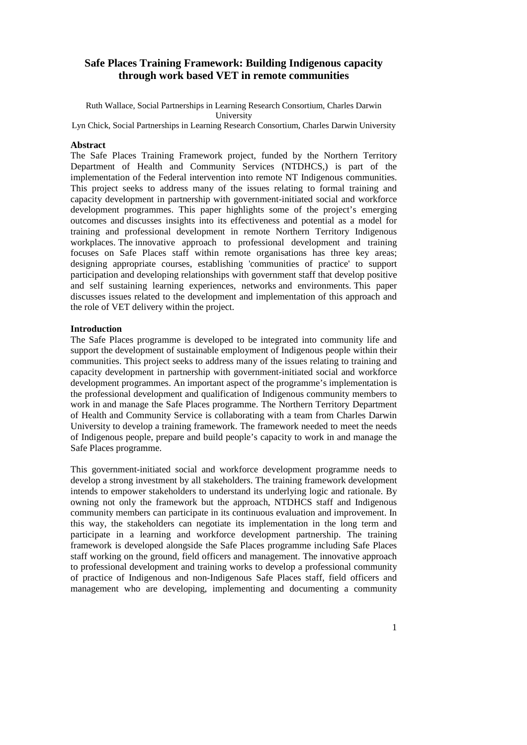# Safe Places Training Framework: Building Indigenous capacity through work based VET in remote communities

Ruth Wallace, Social Partnerships in Learning Research Consortium, Charles Darwin University

Lyn Chick, Social Partnerships in Learning Research Consortium, Charles Darwin University

## Abstract

The Safe Places Training Framework project, funded by the Northern Territory Department of Health and Community Services (NTDHCS,) is part of the implementation of the Federal intervention into remote NT Indigenous communities. This project seeks to address many of the issues relating to formal training and capacity development in partnership with government-initiated social and workforce development programmes. This paper highlights some of the project's emerging outcomes and discusses insights into its effectiveness and potential as a model for training and professional development in remote Northern Territory Indigenous workplaces. The innovative approach to professional development and training focuses on Safe Places staff within remote organisations has three key areas; designing appropriate courses, establishing 'communities of practice' to support participation and developing relationships with government staff that develop positive and self sustaining learning experiences, networks and environments. This paper discusses issues related to the development and implementation of this approach and the role of VET delivery within the project.

## Introduction

The Safe Places programme is developed to be integrated into community life and support the development of sustainable employment of Indigenous people within their communities. This project seeks to address many of the issues relating to training and capacity development in partnership with government-initiated social and workforce development programmes. An important aspect of the programme's implementation is the professional development and qualification of Indigenous community members to work in and manage the Safe Places programme. The Northern Territory Department of Health and Community Service is collaborating with a team from Charles Darwin University to develop a training framework. The framework needed to meet the needs of Indigenous people, prepare and build people's capacity to work in and manage the Safe Places programme.

This government-initiated social and workforce development programme needs to develop a strong investment by all stakeholders. The training framework development intends to empower stakeholders to understand its underlying logic and rationale. By owning not only the framework but the approach, NTDHCS staff and Indigenous community members can participate in its continuous evaluation and improvement. In this way, the stakeholders can negotiate its implementation in the long term and participate in a learning and workforce development partnership. The training framework is developed alongside the Safe Places programme including Safe Places staff working on the ground, field officers and management. The innovative approach to professional development and training works to develop a professional community of practice of Indigenous and non-Indigenous Safe Places staff, field officers and management who are developing, implementing and documenting a community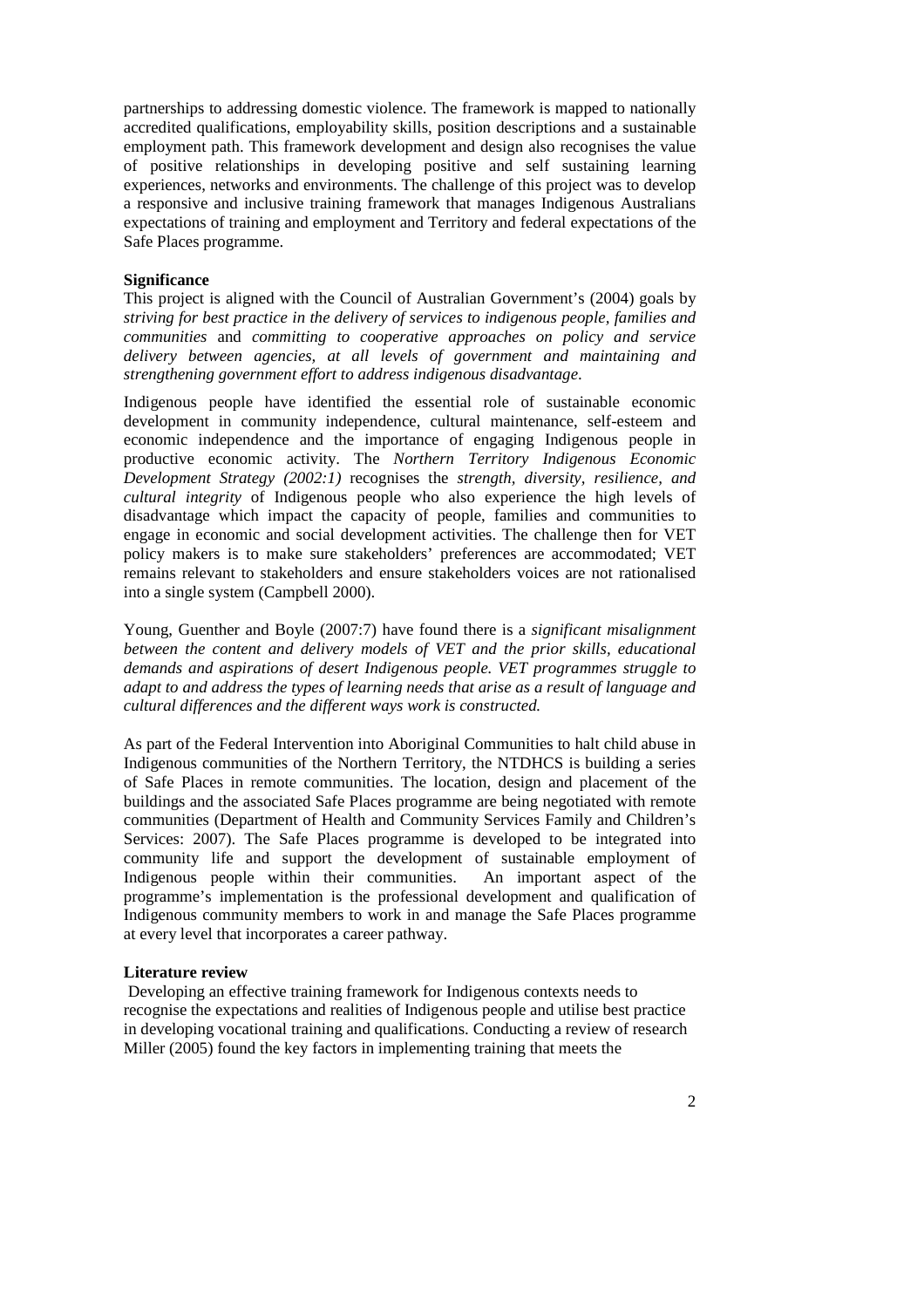partnerships to addressing domestic violence. The framework is mapped to nationally accredited qualifications, employability skills, position descriptions and a sustainable employment path. This framework development and design also recognises the value of positive relationships in developing positive and self sustaining learning experiences, networks and environments. The challenge of this project was to develop a responsive and inclusive training framework that manages Indigenous Australians expectations of training and employment and Territory and federal expectations of the Safe Places programme.

**Significance**

This project is aligned with the Council of Australian Government's (2004) goals by *striving for best practice in the delivery of services to indigenous people, families and communities* and *committing to cooperative approaches on policy and service delivery between agencies, at all levels of government and maintaining and strengthening government effort to address indigenous disadvantage*.

Indigenous people have identified the essential role of sustainable economic development in community independence, cultural maintenance, self-esteem and economic independence and the importance of engaging Indigenous people in productive economic activity. The *Northern Territory Indigenous Economic Development Strategy (2002:1)* recognises the *strength, diversity, resilience, and cultural integrity* of Indigenous people who also experience the high levels of disadvantage which impact the capacity of people, families and communities to engage in economic and social development activities. The challenge then for VET policy makers is to make sure stakeholders' preferences are accommodated; VET remains relevant to stakeholders and ensure stakeholders voices are not rationalised into a single system (Campbell 2000).

Young, Guenther and Boyle (2007:7) have found there is a *significant misalignment between the content and delivery models of VET and the prior skills, educational demands and aspirations of desert Indigenous people. VET programmes struggle to adapt to and address the types of learning needs that arise as a result of language and cultural differences and the different ways work is constructed.*

As part of the Federal Intervention into Aboriginal Communities to halt child abuse in Indigenous communities of the Northern Territory, the NTDHCS is building a series of Safe Places in remote communities. The location, design and placement of the buildings and the associated Safe Places programme are being negotiated with remote communities (Department of Health and Community Services Family and Children's Services: 2007). The Safe Places programme is developed to be integrated into community life and support the development of sustainable employment of Indigenous people within their communities. An important aspect of the programme's implementation is the professional development and qualification of Indigenous community members to work in and manage the Safe Places programme at every level that incorporates a career pathway.

**Literature review**

Developing an effective training framework for Indigenous contexts needs to recognise the expectations and realities of Indigenous people and utilise best practice in developing vocational training and qualifications. Conducting a review of research Miller (2005) found the key factors in implementing training that meets the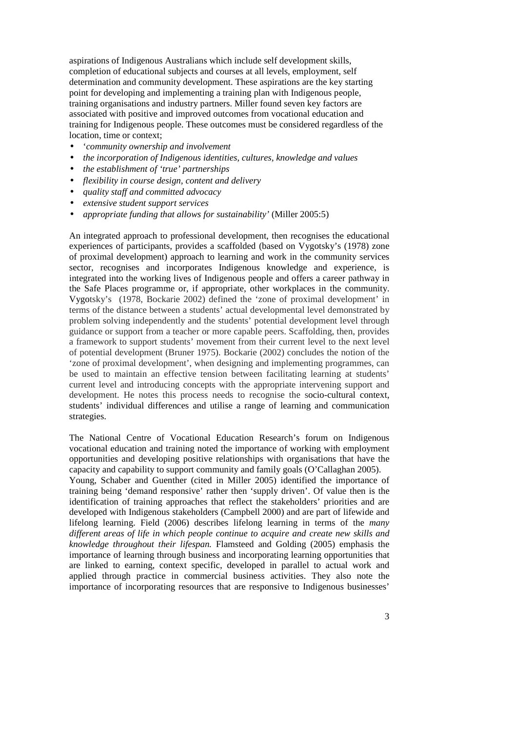aspirations of Indigenous Australians which include self development skills, completion of educational subjects and courses at all levels, employment, self determination and community development. These aspirations are the key starting point for developing and implementing a training plan with Indigenous people, training organisations and industry partners. Miller found seven key factors are associated with positive and improved outcomes from vocational education and training for Indigenous people. These outcomes must be considered regardless of the location, time or context;

- '*community ownership and involvement*
- *the incorporation of Indigenous identities, cultures, knowledge and values*
- *the establishment of 'true' partnerships*
- *flexibility in course design, content and delivery*
- *quality staff and committed advocacy*
- *extensive student support services*
- *appropriate funding that allows for sustainability'* (Miller 2005:5)

An integrated approach to professional development, then recognises the educational experiences of participants, provides a scaffolded (based on Vygotsky's (1978) zone of proximal development) approach to learning and work in the community services sector, recognises and incorporates Indigenous knowledge and experience, is integrated into the working lives of Indigenous people and offers a career pathway in the Safe Places programme or, if appropriate, other workplaces in the community. Vygotsky's (1978, Bockarie 2002) defined the 'zone of proximal development' in terms of the distance between a students' actual developmental level demonstrated by problem solving independently and the students' potential development level through guidance or support from a teacher or more capable peers. Scaffolding, then, provides a framework to support students' movement from their current level to the next level of potential development (Bruner 1975). Bockarie (2002) concludes the notion of the 'zone of proximal development', when designing and implementing programmes, can be used to maintain an effective tension between facilitating learning at students' current level and introducing concepts with the appropriate intervening support and development. He notes this process needs to recognise the socio-cultural context, students' individual differences and utilise a range of learning and communication strategies.

The National Centre of Vocational Education Research's forum on Indigenous vocational education and training noted the importance of working with employment opportunities and developing positive relationships with organisations that have the capacity and capability to support community and family goals (O'Callaghan 2005). Young, Schaber and Guenther (cited in Miller 2005) identified the importance of training being 'demand responsive' rather then 'supply driven'. Of value then is the identification of training approaches that reflect the stakeholders' priorities and are developed with Indigenous stakeholders (Campbell 2000) and are part of lifewide and lifelong learning. Field (2006) describes lifelong learning in terms of the *many different areas of life in which people continue to acquire and create new skills and knowledge throughout their lifespan.* Flamsteed and Golding (2005) emphasis the importance of learning through business and incorporating learning opportunities that are linked to earning, context specific, developed in parallel to actual work and applied through practice in commercial business activities. They also note the importance of incorporating resources that are responsive to Indigenous businesses'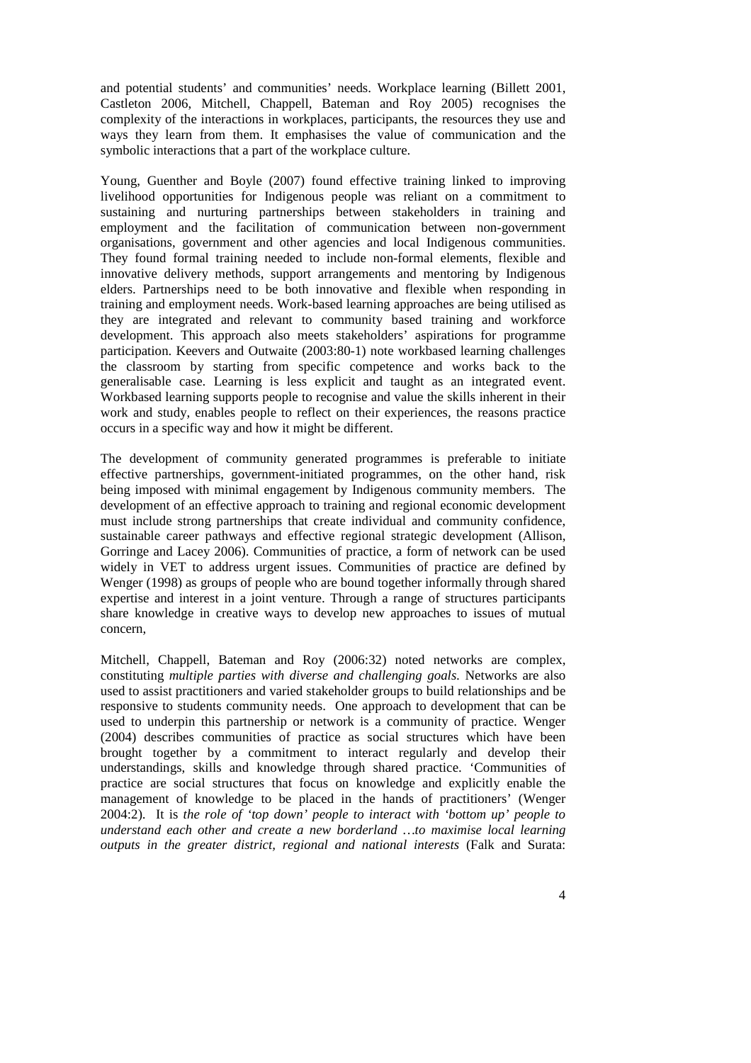and potential students' and communities' needs. Workplace learning (Billett 2001, Castleton 2006, Mitchell, Chappell, Bateman and Roy 2005) recognises the complexity of the interactions in workplaces, participants, the resources they use and ways they learn from them. It emphasises the value of communication and the symbolic interactions that a part of the workplace culture.

Young, Guenther and Boyle (2007) found effective training linked to improving livelihood opportunities for Indigenous people was reliant on a commitment to sustaining and nurturing partnerships between stakeholders in training and employment and the facilitation of communication between non-government organisations, government and other agencies and local Indigenous communities. They found formal training needed to include non-formal elements, flexible and innovative delivery methods, support arrangements and mentoring by Indigenous elders. Partnerships need to be both innovative and flexible when responding in training and employment needs. Work-based learning approaches are being utilised as they are integrated and relevant to community based training and workforce development. This approach also meets stakeholders' aspirations for programme participation. Keevers and Outwaite (2003:80-1) note workbased learning challenges the classroom by starting from specific competence and works back to the generalisable case. Learning is less explicit and taught as an integrated event. Workbased learning supports people to recognise and value the skills inherent in their work and study, enables people to reflect on their experiences, the reasons practice occurs in a specific way and how it might be different.

The development of community generated programmes is preferable to initiate effective partnerships, government-initiated programmes, on the other hand, risk being imposed with minimal engagement by Indigenous community members. The development of an effective approach to training and regional economic development must include strong partnerships that create individual and community confidence, sustainable career pathways and effective regional strategic development (Allison, Gorringe and Lacey 2006). Communities of practice, a form of network can be used widely in VET to address urgent issues. Communities of practice are defined by Wenger (1998) as groups of people who are bound together informally through shared expertise and interest in a joint venture. Through a range of structures participants share knowledge in creative ways to develop new approaches to issues of mutual concern,

Mitchell, Chappell, Bateman and Roy (2006:32) noted networks are complex, constituting *multiple parties with diverse and challenging goals*. Networks are also used to assist practitioners and varied stakeholder groups to build relationships and be responsive to students community needs. One approach to development that can be used to underpin this partnership or network is a community of practice. Wenger (2004) describes communities of practice as social structures which have been brought together by a commitment to interact regularly and develop their understandings, skills and knowledge through shared practice. 'Communities of practice are social structures that focus on knowledge and explicitly enable the management of knowledge to be placed in the hands of practitioners' (Wenger 2004:2). It is *the role of 'top down' people to interact with 'bottom up' people to understand each other and create a new borderland …to maximise local learning outputs in the greater district, regional and national interests* (Falk and Surata: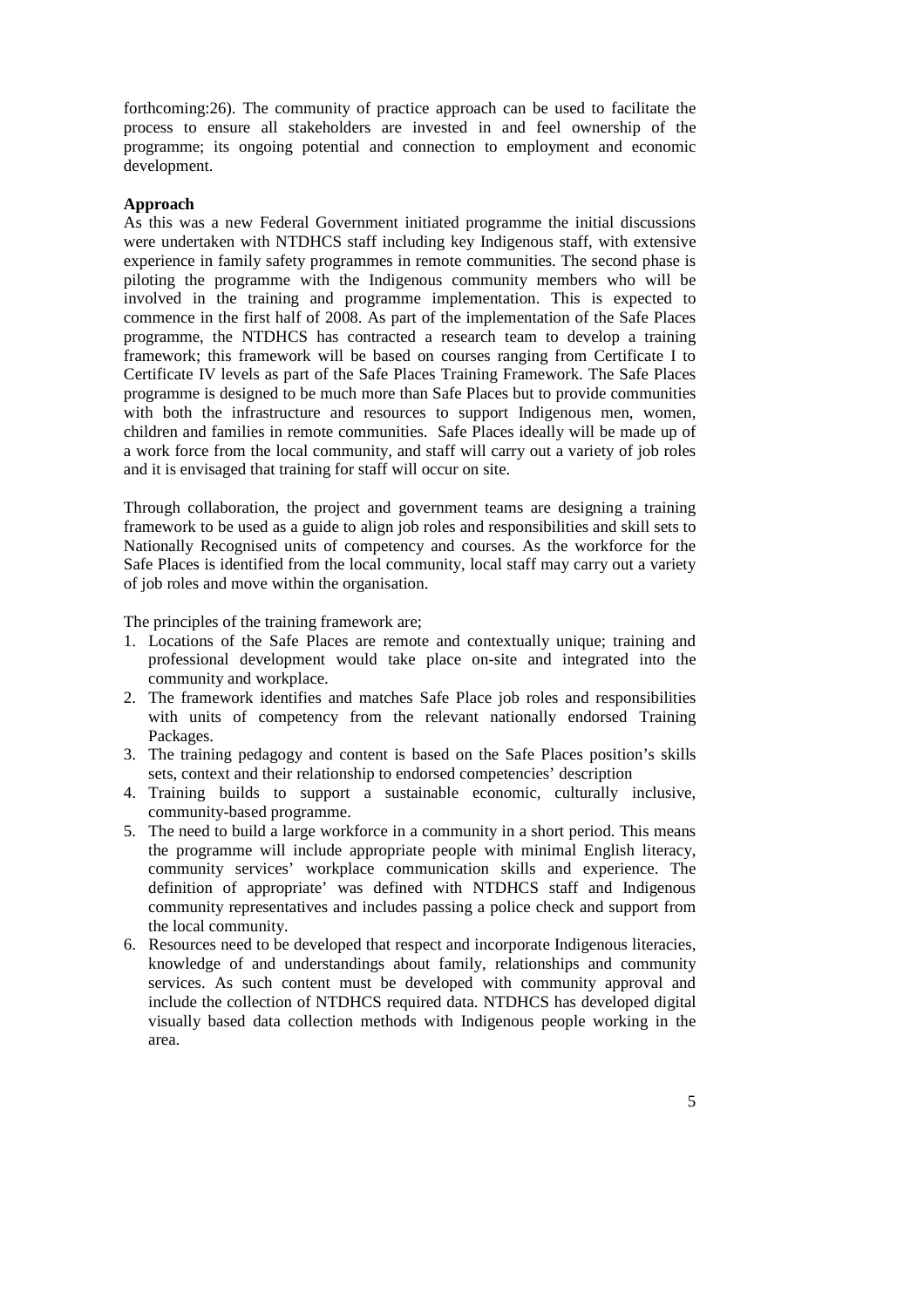forthcoming:26). The community of practice approach can be used to facilitate the process to ensure all stakeholders are invested in and feel ownership of the programme; its ongoing potential and connection to employment and economic development.

**Approach**

As this was a new Federal Government initiated programme the initial discussions were undertaken with NTDHCS staff including key Indigenous staff, with extensive experience in family safety programmes in remote communities. The second phase is piloting the programme with the Indigenous community members who will be involved in the training and programme implementation. This is expected to commence in the first half of 2008. As part of the implementation of the Safe Places programme, the NTDHCS has contracted a research team to develop a training framework; this framework will be based on courses ranging from Certificate I to Certificate IV levels as part of the Safe Places Training Framework. The Safe Places programme is designed to be much more than Safe Places but to provide communities with both the infrastructure and resources to support Indigenous men, women, children and families in remote communities. Safe Places ideally will be made up of a work force from the local community, and staff will carry out a variety of job roles and it is envisaged that training for staff will occur on site.

Through collaboration, the project and government teams are designing a training framework to be used as a guide to align job roles and responsibilities and skill sets to Nationally Recognised units of competency and courses. As the workforce for the Safe Places is identified from the local community, local staff may carry out a variety of job roles and move within the organisation.

The principles of the training framework are;

1. Locations of the Safe Places are remote and contextually unique; training and professional development would take place on-site and integrated into the community and workplace.
2. The framework identifies and matches Safe Place job roles and responsibilities with units of competency from the relevant nationally endorsed Training Packages.
3. The training pedagogy and content is based on the Safe Places position's skills sets, context and their relationship to endorsed competencies' description
4. Training builds to support a sustainable economic, culturally inclusive, community-based programme.
5. The need to build a large workforce in a community in a short period. This means the programme will include appropriate people with minimal English literacy, community services' workplace communication skills and experience. The definition of appropriate' was defined with NTDHCS staff and Indigenous community representatives and includes passing a police check and support from the local community.
6. Resources need to be developed that respect and incorporate Indigenous literacies, knowledge of and understandings about family, relationships and community services. As such content must be developed with community approval and include the collection of NTDHCS required data. NTDHCS has developed digital visually based data collection methods with Indigenous people working in the area.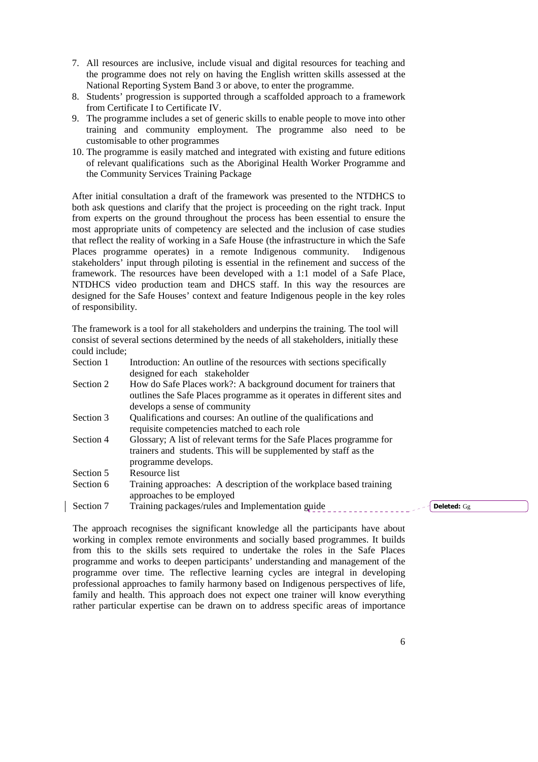7. All resources are inclusive, include visual and digital resources for teaching and the programme does not rely on having the English written skills assessed at the National Reporting System Band 3 or above, to enter the programme.
8. Students' progression is supported through a scaffolded approach to a framework from Certificate I to Certificate IV.
9. The programme includes a set of generic skills to enable people to move into other training and community employment. The programme also need to be customisable to other programmes
10. The programme is easily matched and integrated with existing and future editions of relevant qualifications such as the Aboriginal Health Worker Programme and the Community Services Training Package

After initial consultation a draft of the framework was presented to the NTDHCS to both ask questions and clarify that the project is proceeding on the right track. Input from experts on the ground throughout the process has been essential to ensure the most appropriate units of competency are selected and the inclusion of case studies that reflect the reality of working in a Safe House (the infrastructure in which the Safe Places programme operates) in a remote Indigenous community. Indigenous stakeholders' input through piloting is essential in the refinement and success of the framework. The resources have been developed with a 1:1 model of a Safe Place, NTDHCS video production team and DHCS staff. In this way the resources are designed for the Safe Houses' context and feature Indigenous people in the key roles of responsibility.

The framework is a tool for all stakeholders and underpins the training. The tool will consist of several sections determined by the needs of all stakeholders, initially these could include;

| | |
|---|---|
| Section 1 | Introduction: An outline of the resources with sections specifically designed for each stakeholder |
| Section 2 | How do Safe Places work?: A background document for trainers that outlines the Safe Places programme as it operates in different sites and develops a sense of community |
| Section 3 | Qualifications and courses: An outline of the qualifications and requisite competencies matched to each role |
| Section 4 | Glossary; A list of relevant terms for the Safe Places programme for trainers and students. This will be supplemented by staff as the programme develops. |
| Section 5 | Resource list |
| Section 6 | Training approaches: A description of the workplace based training approaches to be employed |
| Section 7 | Training packages/rules and Implementation guide |

Deleted: Gg

The approach recognises the significant knowledge all the participants have about working in complex remote environments and socially based programmes. It builds from this to the skills sets required to undertake the roles in the Safe Places programme and works to deepen participants' understanding and management of the programme over time. The reflective learning cycles are integral in developing professional approaches to family harmony based on Indigenous perspectives of life, family and health. This approach does not expect one trainer will know everything rather particular expertise can be drawn on to address specific areas of importance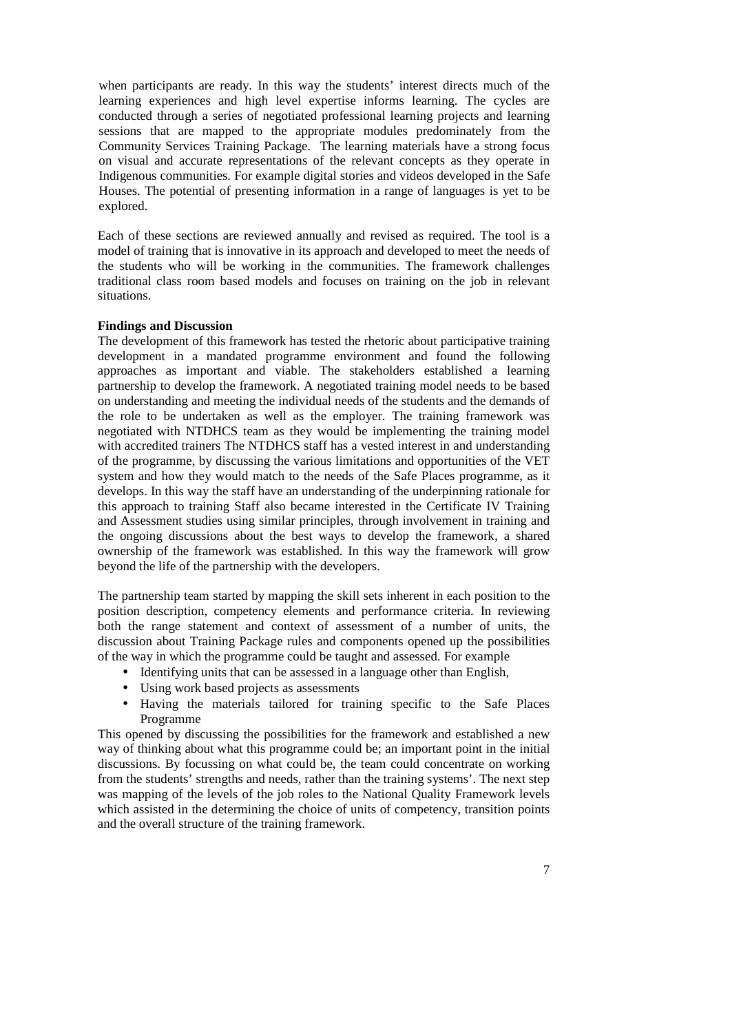when participants are ready. In this way the students' interest directs much of the learning experiences and high level expertise informs learning. The cycles are conducted through a series of negotiated professional learning projects and learning sessions that are mapped to the appropriate modules predominately from the Community Services Training Package. The learning materials have a strong focus on visual and accurate representations of the relevant concepts as they operate in Indigenous communities. For example digital stories and videos developed in the Safe Houses. The potential of presenting information in a range of languages is yet to be explored.

Each of these sections are reviewed annually and revised as required. The tool is a model of training that is innovative in its approach and developed to meet the needs of the students who will be working in the communities. The framework challenges traditional class room based models and focuses on training on the job in relevant situations.

**Findings and Discussion**

The development of this framework has tested the rhetoric about participative training development in a mandated programme environment and found the following approaches as important and viable. The stakeholders established a learning partnership to develop the framework. A negotiated training model needs to be based on understanding and meeting the individual needs of the students and the demands of the role to be undertaken as well as the employer. The training framework was negotiated with NTDHCS team as they would be implementing the training model with accredited trainers The NTDHCS staff has a vested interest in and understanding of the programme, by discussing the various limitations and opportunities of the VET system and how they would match to the needs of the Safe Places programme, as it develops. In this way the staff have an understanding of the underpinning rationale for this approach to training Staff also became interested in the Certificate IV Training and Assessment studies using similar principles, through involvement in training and the ongoing discussions about the best ways to develop the framework, a shared ownership of the framework was established. In this way the framework will grow beyond the life of the partnership with the developers.

The partnership team started by mapping the skill sets inherent in each position to the position description, competency elements and performance criteria. In reviewing both the range statement and context of assessment of a number of units, the discussion about Training Package rules and components opened up the possibilities of the way in which the programme could be taught and assessed. For example

- Identifying units that can be assessed in a language other than English,
- Using work based projects as assessments
- Having the materials tailored for training specific to the Safe Places Programme

This opened by discussing the possibilities for the framework and established a new way of thinking about what this programme could be; an important point in the initial discussions. By focussing on what could be, the team could concentrate on working from the students' strengths and needs, rather than the training systems'. The next step was mapping of the levels of the job roles to the National Quality Framework levels which assisted in the determining the choice of units of competency, transition points and the overall structure of the training framework.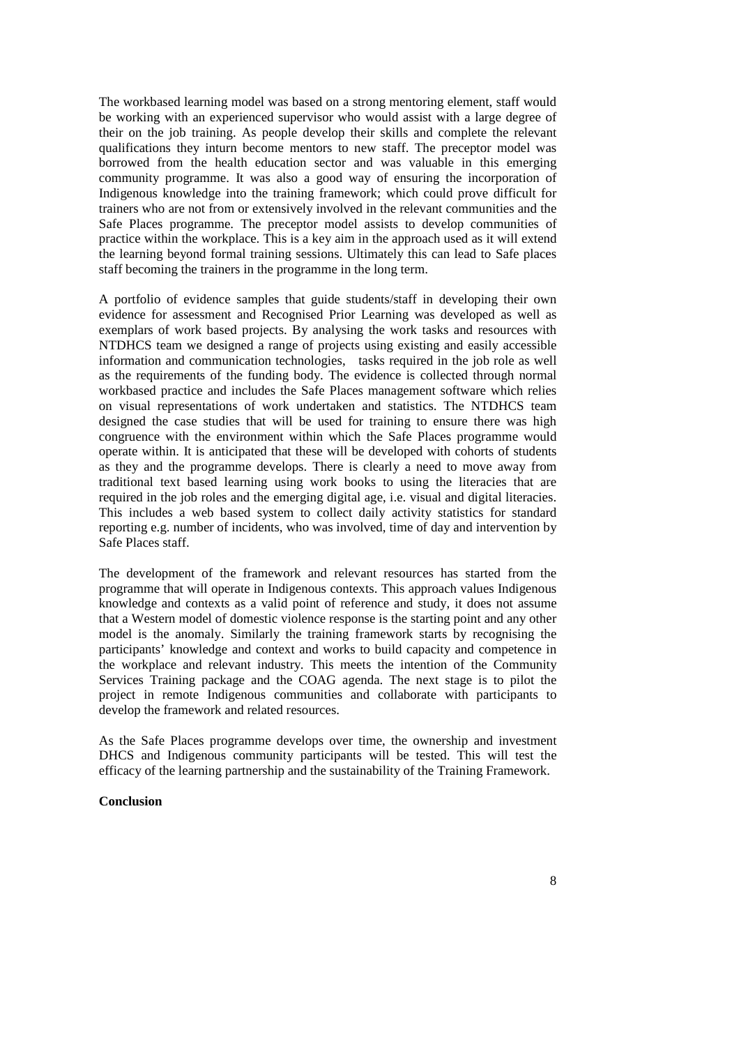The workbased learning model was based on a strong mentoring element, staff would be working with an experienced supervisor who would assist with a large degree of their on the job training. As people develop their skills and complete the relevant qualifications they inturn become mentors to new staff. The preceptor model was borrowed from the health education sector and was valuable in this emerging community programme. It was also a good way of ensuring the incorporation of Indigenous knowledge into the training framework; which could prove difficult for trainers who are not from or extensively involved in the relevant communities and the Safe Places programme. The preceptor model assists to develop communities of practice within the workplace. This is a key aim in the approach used as it will extend the learning beyond formal training sessions. Ultimately this can lead to Safe places staff becoming the trainers in the programme in the long term.

A portfolio of evidence samples that guide students/staff in developing their own evidence for assessment and Recognised Prior Learning was developed as well as exemplars of work based projects. By analysing the work tasks and resources with NTDHCS team we designed a range of projects using existing and easily accessible information and communication technologies, tasks required in the job role as well as the requirements of the funding body. The evidence is collected through normal workbased practice and includes the Safe Places management software which relies on visual representations of work undertaken and statistics. The NTDHCS team designed the case studies that will be used for training to ensure there was high congruence with the environment within which the Safe Places programme would operate within. It is anticipated that these will be developed with cohorts of students as they and the programme develops. There is clearly a need to move away from traditional text based learning using work books to using the literacies that are required in the job roles and the emerging digital age, i.e. visual and digital literacies. This includes a web based system to collect daily activity statistics for standard reporting e.g. number of incidents, who was involved, time of day and intervention by Safe Places staff.

The development of the framework and relevant resources has started from the programme that will operate in Indigenous contexts. This approach values Indigenous knowledge and contexts as a valid point of reference and study, it does not assume that a Western model of domestic violence response is the starting point and any other model is the anomaly. Similarly the training framework starts by recognising the participants' knowledge and context and works to build capacity and competence in the workplace and relevant industry. This meets the intention of the Community Services Training package and the COAG agenda. The next stage is to pilot the project in remote Indigenous communities and collaborate with participants to develop the framework and related resources.

As the Safe Places programme develops over time, the ownership and investment DHCS and Indigenous community participants will be tested. This will test the efficacy of the learning partnership and the sustainability of the Training Framework.

**Conclusion**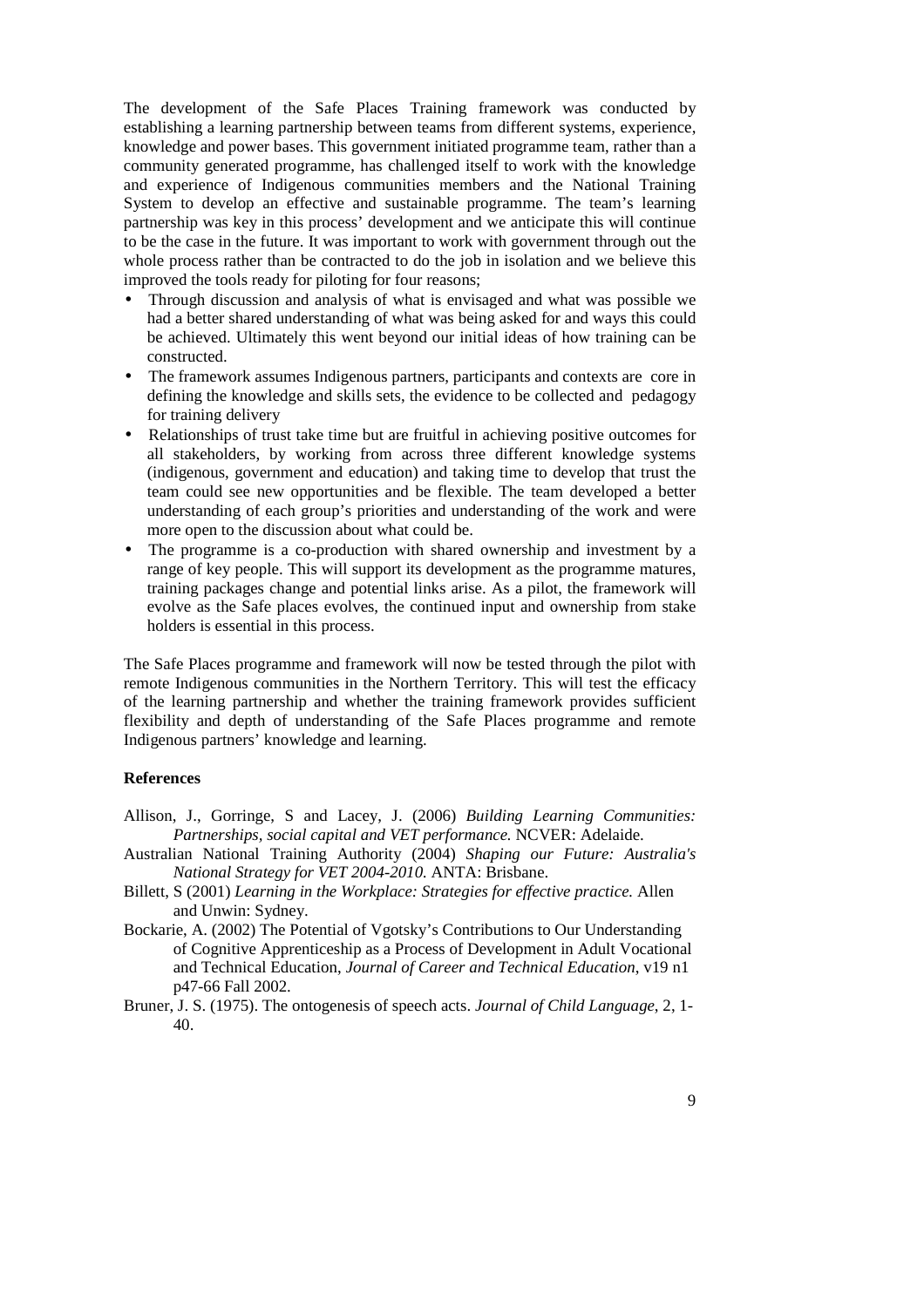The development of the Safe Places Training framework was conducted by establishing a learning partnership between teams from different systems, experience, knowledge and power bases. This government initiated programme team, rather than a community generated programme, has challenged itself to work with the knowledge and experience of Indigenous communities members and the National Training System to develop an effective and sustainable programme. The team's learning partnership was key in this process' development and we anticipate this will continue to be the case in the future. It was important to work with government through out the whole process rather than be contracted to do the job in isolation and we believe this improved the tools ready for piloting for four reasons;

- Through discussion and analysis of what is envisaged and what was possible we had a better shared understanding of what was being asked for and ways this could be achieved. Ultimately this went beyond our initial ideas of how training can be constructed.
- The framework assumes Indigenous partners, participants and contexts are core in defining the knowledge and skills sets, the evidence to be collected and pedagogy for training delivery
- Relationships of trust take time but are fruitful in achieving positive outcomes for all stakeholders, by working from across three different knowledge systems (indigenous, government and education) and taking time to develop that trust the team could see new opportunities and be flexible. The team developed a better understanding of each group's priorities and understanding of the work and were more open to the discussion about what could be.
- The programme is a co-production with shared ownership and investment by a range of key people. This will support its development as the programme matures, training packages change and potential links arise. As a pilot, the framework will evolve as the Safe places evolves, the continued input and ownership from stake holders is essential in this process.

The Safe Places programme and framework will now be tested through the pilot with remote Indigenous communities in the Northern Territory. This will test the efficacy of the learning partnership and whether the training framework provides sufficient flexibility and depth of understanding of the Safe Places programme and remote Indigenous partners' knowledge and learning.

**References**

Allison, J., Gorringe, S and Lacey, J. (2006) *Building Learning Communities: Partnerships, social capital and VET performance.* NCVER: Adelaide.

Australian National Training Authority (2004) *Shaping our Future: Australia's National Strategy for VET 2004-2010.* ANTA: Brisbane.

Billett, S (2001) *Learning in the Workplace: Strategies for effective practice.* Allen and Unwin: Sydney.

Bockarie, A. (2002) The Potential of Vgotsky's Contributions to Our Understanding of Cognitive Apprenticeship as a Process of Development in Adult Vocational and Technical Education, *Journal of Career and Technical Education*, v19 n1 p47-66 Fall 2002.

Bruner, J. S. (1975). The ontogenesis of speech acts. *Journal of Child Language,* 2, 1-40.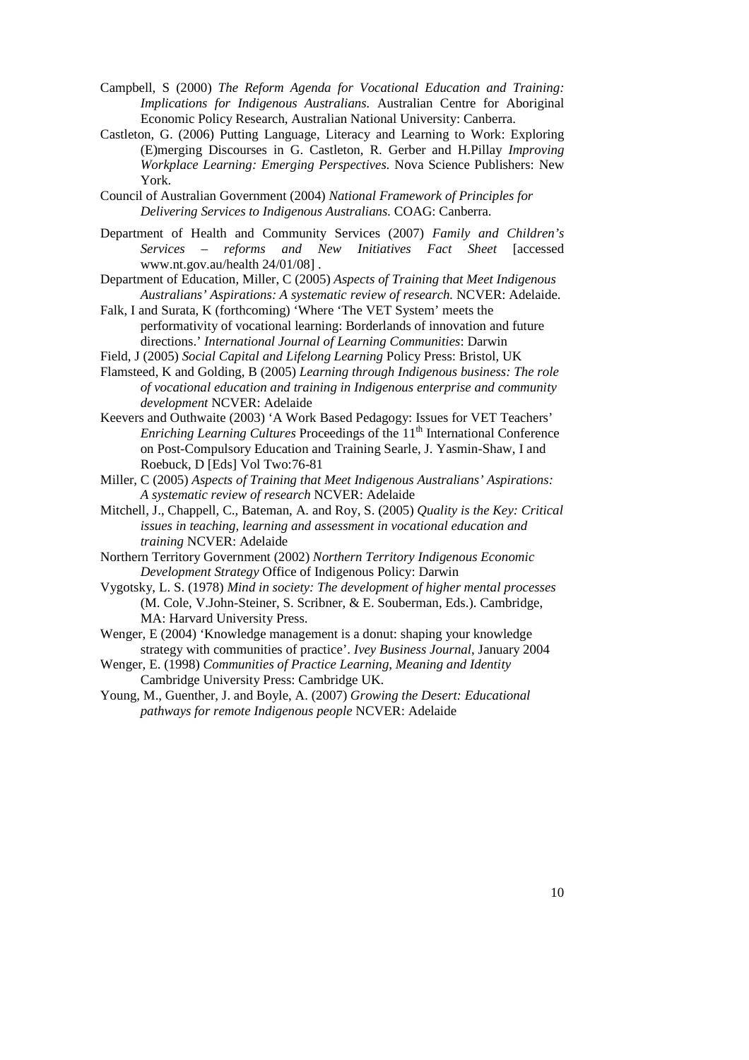Campbell, S (2000) *The Reform Agenda for Vocational Education and Training: Implications for Indigenous Australians.* Australian Centre for Aboriginal Economic Policy Research, Australian National University: Canberra.

Castleton, G. (2006) Putting Language, Literacy and Learning to Work: Exploring (E)merging Discourses in G. Castleton, R. Gerber and H.Pillay *Improving Workplace Learning: Emerging Perspectives*. Nova Science Publishers: New York.

Council of Australian Government (2004) *National Framework of Principles for Delivering Services to Indigenous Australians.* COAG: Canberra.

Department of Health and Community Services (2007) *Family and Children's Services – reforms and New Initiatives Fact Sheet* [accessed www.nt.gov.au/health 24/01/08] .

Department of Education, Miller, C (2005) *Aspects of Training that Meet Indigenous Australians' Aspirations: A systematic review of research.* NCVER: Adelaide.

Falk, I and Surata, K (forthcoming) 'Where 'The VET System' meets the performativity of vocational learning: Borderlands of innovation and future directions.' *International Journal of Learning Communities*: Darwin

Field, J (2005) *Social Capital and Lifelong Learning* Policy Press: Bristol, UK

Flamsteed, K and Golding, B (2005) *Learning through Indigenous business: The role of vocational education and training in Indigenous enterprise and community development* NCVER: Adelaide

Keevers and Outhwaite (2003) 'A Work Based Pedagogy: Issues for VET Teachers' *Enriching Learning Cultures* Proceedings of the 11th International Conference on Post-Compulsory Education and Training Searle, J. Yasmin-Shaw, I and Roebuck, D [Eds] Vol Two:76-81

Miller, C (2005) *Aspects of Training that Meet Indigenous Australians' Aspirations: A systematic review of research* NCVER: Adelaide

Mitchell, J., Chappell, C., Bateman, A. and Roy, S. (2005) *Quality is the Key: Critical issues in teaching, learning and assessment in vocational education and training* NCVER: Adelaide

Northern Territory Government (2002) *Northern Territory Indigenous Economic Development Strategy* Office of Indigenous Policy: Darwin

Vygotsky, L. S. (1978) *Mind in society: The development of higher mental processes* (M. Cole, V.John-Steiner, S. Scribner, & E. Souberman, Eds.). Cambridge, MA: Harvard University Press.

Wenger, E (2004) 'Knowledge management is a donut: shaping your knowledge strategy with communities of practice'. *Ivey Business Journal*, January 2004

Wenger, E. (1998) *Communities of Practice Learning, Meaning and Identity* Cambridge University Press: Cambridge UK.

Young, M., Guenther, J. and Boyle, A. (2007) *Growing the Desert: Educational pathways for remote Indigenous people* NCVER: Adelaide